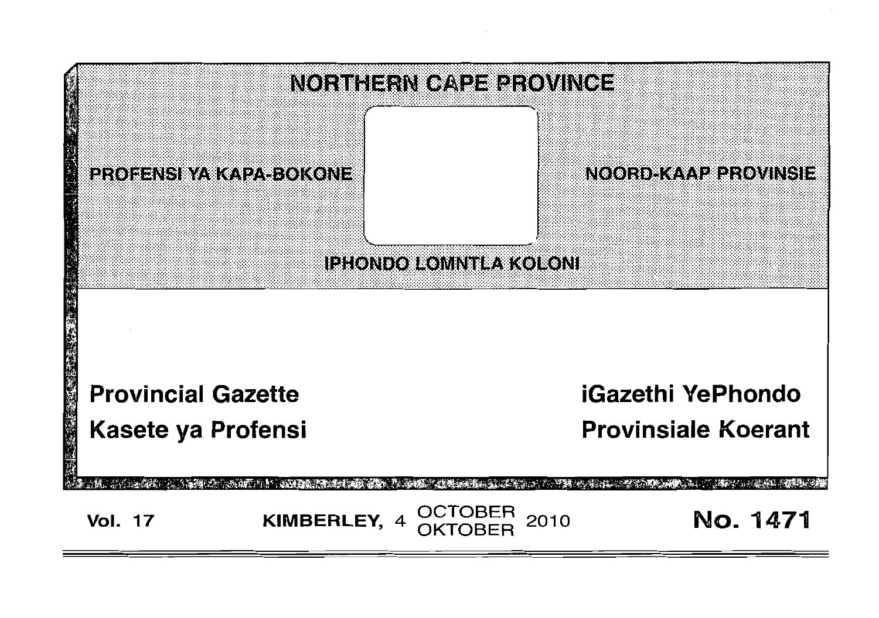# NORTHERN CAPE PROVINCE

PROFENSI YA KAPA-BOKONE

NOORD-KAAP PROVINSIE

IPHONDO LOMNTLA KOLONI

## Provincial Gazette

## Kasete ya Profensi

## iGazethi YePhondo

## Provinsiale Koerant

**Vol. 17** **KIMBERLEY, 4 OCTOBER / OKTOBER 2010** **No. 1471**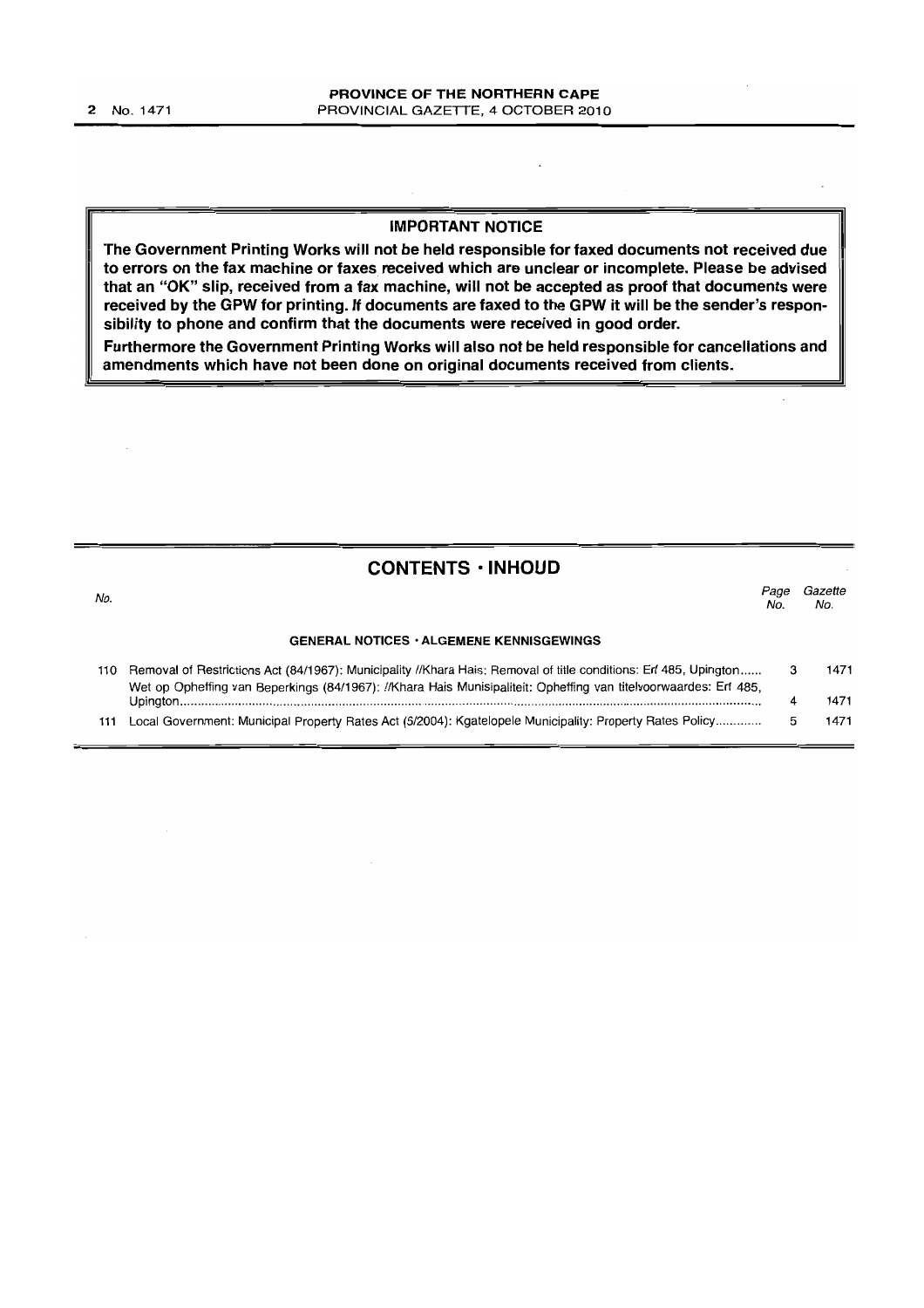## IMPORTANT NOTICE

**The Government Printing Works will not be held responsible for faxed documents not received due to errors on the fax machine or faxes received which are unclear or incomplete. Please be advised that an "OK" slip, received from a fax machine, will not be accepted as proof that documents were received by the GPW for printing. If documents are faxed to the GPW it will be the sender's responsibility to phone and confirm that the documents were received in good order.**

**Furthermore the Government Printing Works will also not be held responsible for cancellations and amendments which have not been done on original documents received from clients.**

## CONTENTS · INHOUD

| No. | | Page No. | Gazette No. |
|---|---|---|---|
| | **GENERAL NOTICES · ALGEMENE KENNISGEWINGS** | | |
| 110 | Removal of Restrictions Act (84/1967): Municipality //Khara Hais: Removal of title conditions: Erf 485, Upington | 3 | 1471 |
| | Wet op Opheffing van Beperkings (84/1967): //Khara Hais Munisipaliteit: Opheffing van titelvoorwaardes: Erf 485, Upington | 4 | 1471 |
| 111 | Local Government: Municipal Property Rates Act (6/2004): Kgatelopele Municipality: Property Rates Policy | 5 | 1471 |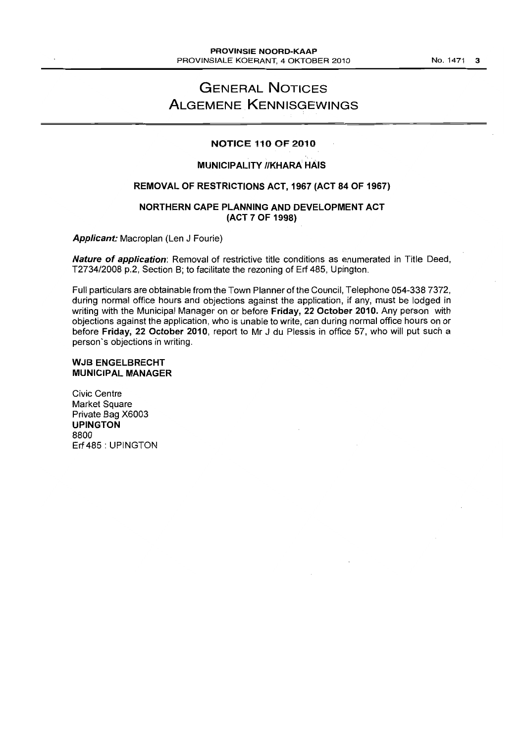# GENERAL NOTICES
# ALGEMENE KENNISGEWINGS

## NOTICE 110 OF 2010

### MUNICIPALITY //KHARA HAIS

### REMOVAL OF RESTRICTIONS ACT, 1967 (ACT 84 OF 1967)

### NORTHERN CAPE PLANNING AND DEVELOPMENT ACT (ACT 7 OF 1998)

***Applicant:*** Macroplan (Len J Fourie)

***Nature of application***: Removal of restrictive title conditions as enumerated in Title Deed, T2734/2008 p.2, Section B; to facilitate the rezoning of Erf 485, Upington.

Full particulars are obtainable from the Town Planner of the Council, Telephone 054-338 7372, during normal office hours and objections against the application, if any, must be lodged in writing with the Municipal Manager on or before **Friday, 22 October 2010.** Any person with objections against the application, who is unable to write, can during normal office hours on or before **Friday, 22 October 2010**, report to Mr J du Plessis in office 57, who will put such a person's objections in writing.

**WJB ENGELBRECHT**
**MUNICIPAL MANAGER**

Civic Centre
Market Square
Private Bag X6003
**UPINGTON**
8800
Erf 485 : UPINGTON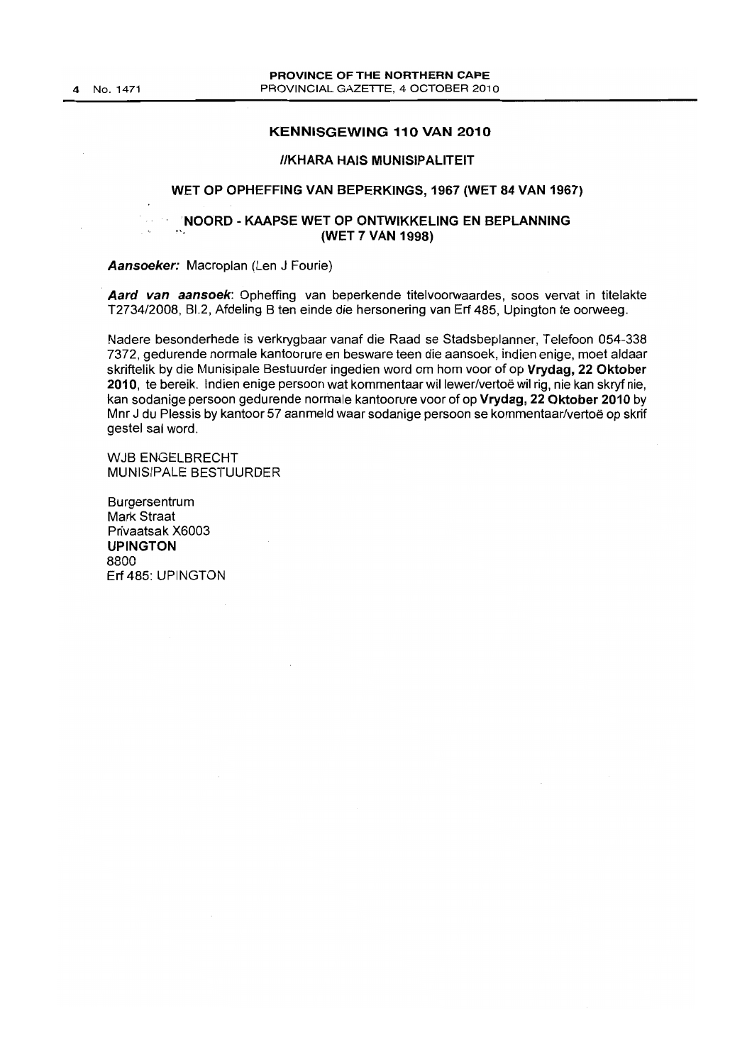## KENNISGEWING 110 VAN 2010

### //KHARA HAIS MUNISIPALITEIT

### WET OP OPHEFFING VAN BEPERKINGS, 1967 (WET 84 VAN 1967)

### NOORD - KAAPSE WET OP ONTWIKKELING EN BEPLANNING (WET 7 VAN 1998)

***Aansoeker:*** Macroplan (Len J Fourie)

***Aard van aansoek***: Opheffing van beperkende titelvoorwaardes, soos vervat in titelakte T2734/2008, Bl.2, Afdeling B ten einde die hersonering van Erf 485, Upington te oorweeg.

Nadere besonderhede is verkrygbaar vanaf die Raad se Stadsbeplanner, Telefoon 054-338 7372, gedurende normale kantoorure en besware teen die aansoek, indien enige, moet aldaar skriftelik by die Munisipale Bestuurder ingedien word om hom voor of op **Vrydag, 22 Oktober 2010**, te bereik. Indien enige persoon wat kommentaar wil lewer/vertoë wil rig, nie kan skryf nie, kan sodanige persoon gedurende normale kantoorure voor of op **Vrydag, 22 Oktober 2010** by Mnr J du Plessis by kantoor 57 aanmeld waar sodanige persoon se kommentaar/vertoë op skrif gestel sal word.

WJB ENGELBRECHT
MUNISIPALE BESTUURDER

Burgersentrum
Mark Straat
Privaatsak X6003
**UPINGTON**
8800
Erf 485: UPINGTON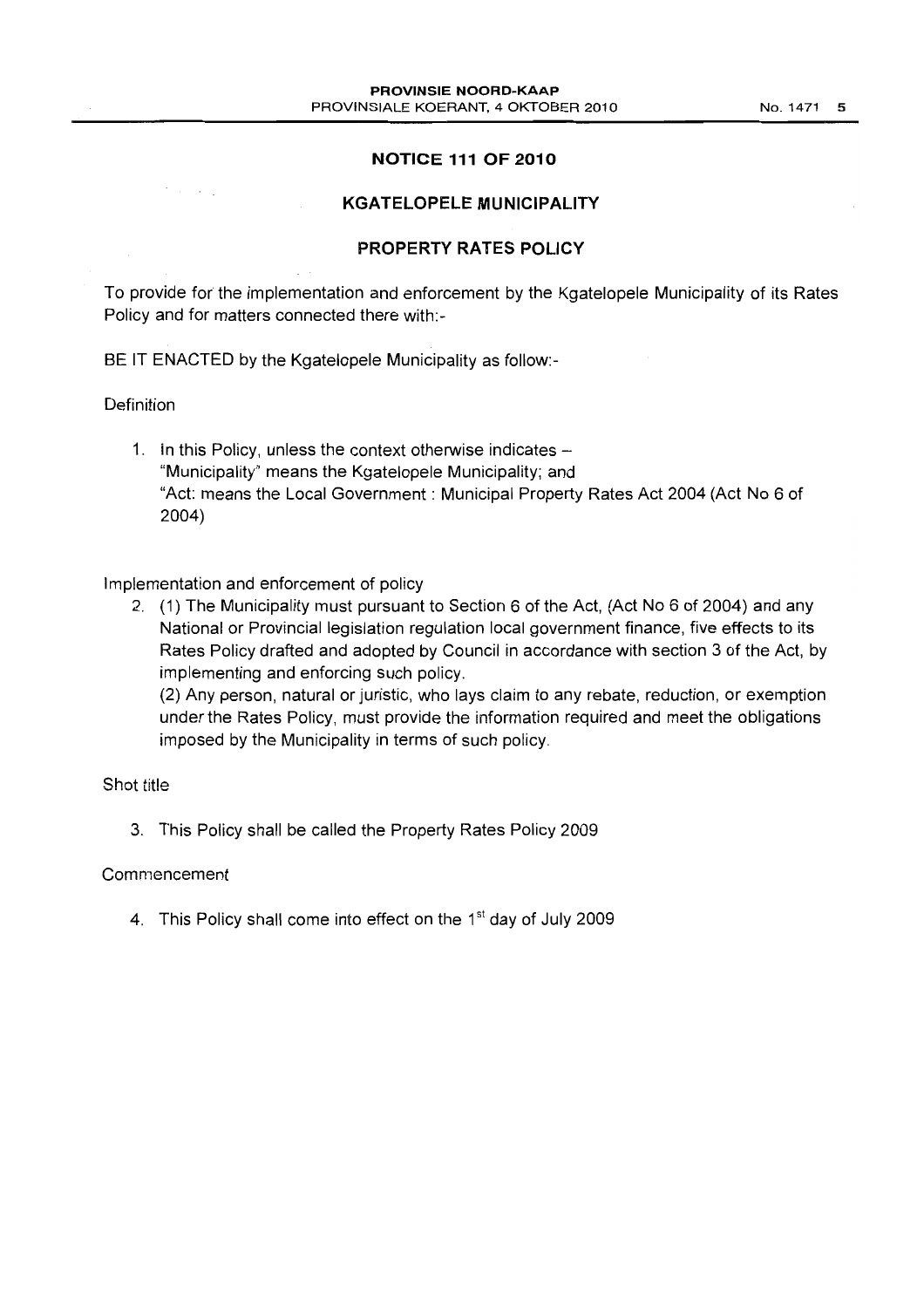## NOTICE 111 OF 2010

## KGATELOPELE MUNICIPALITY

## PROPERTY RATES POLICY

To provide for the implementation and enforcement by the Kgatelopele Municipality of its Rates Policy and for matters connected there with:-

BE IT ENACTED by the Kgatelopele Municipality as follow:-

Definition

1. In this Policy, unless the context otherwise indicates –
   "Municipality" means the Kgatelopele Municipality; and
   "Act: means the Local Government : Municipal Property Rates Act 2004 (Act No 6 of 2004)

Implementation and enforcement of policy

2. (1) The Municipality must pursuant to Section 6 of the Act, (Act No 6 of 2004) and any National or Provincial legislation regulation local government finance, five effects to its Rates Policy drafted and adopted by Council in accordance with section 3 of the Act, by implementing and enforcing such policy.

   (2) Any person, natural or juristic, who lays claim to any rebate, reduction, or exemption under the Rates Policy, must provide the information required and meet the obligations imposed by the Municipality in terms of such policy.

Shot title

3. This Policy shall be called the Property Rates Policy 2009

Commencement

4. This Policy shall come into effect on the 1st day of July 2009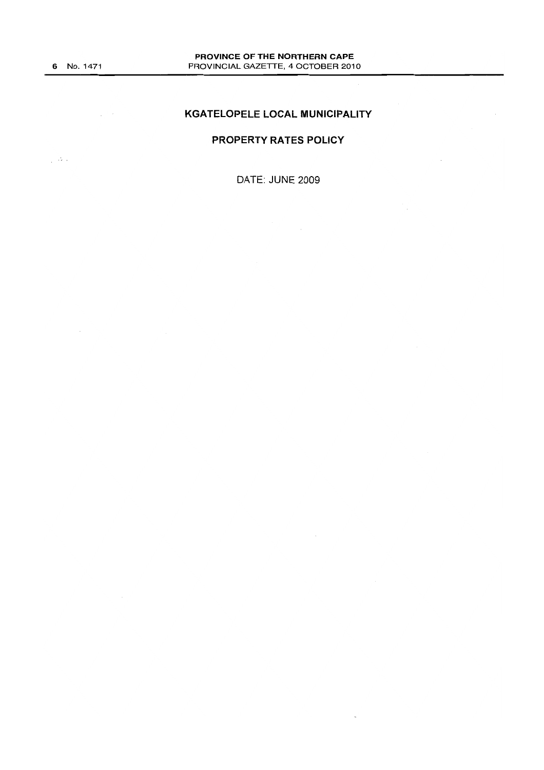# KGATELOPELE LOCAL MUNICIPALITY

## PROPERTY RATES POLICY

DATE: JUNE 2009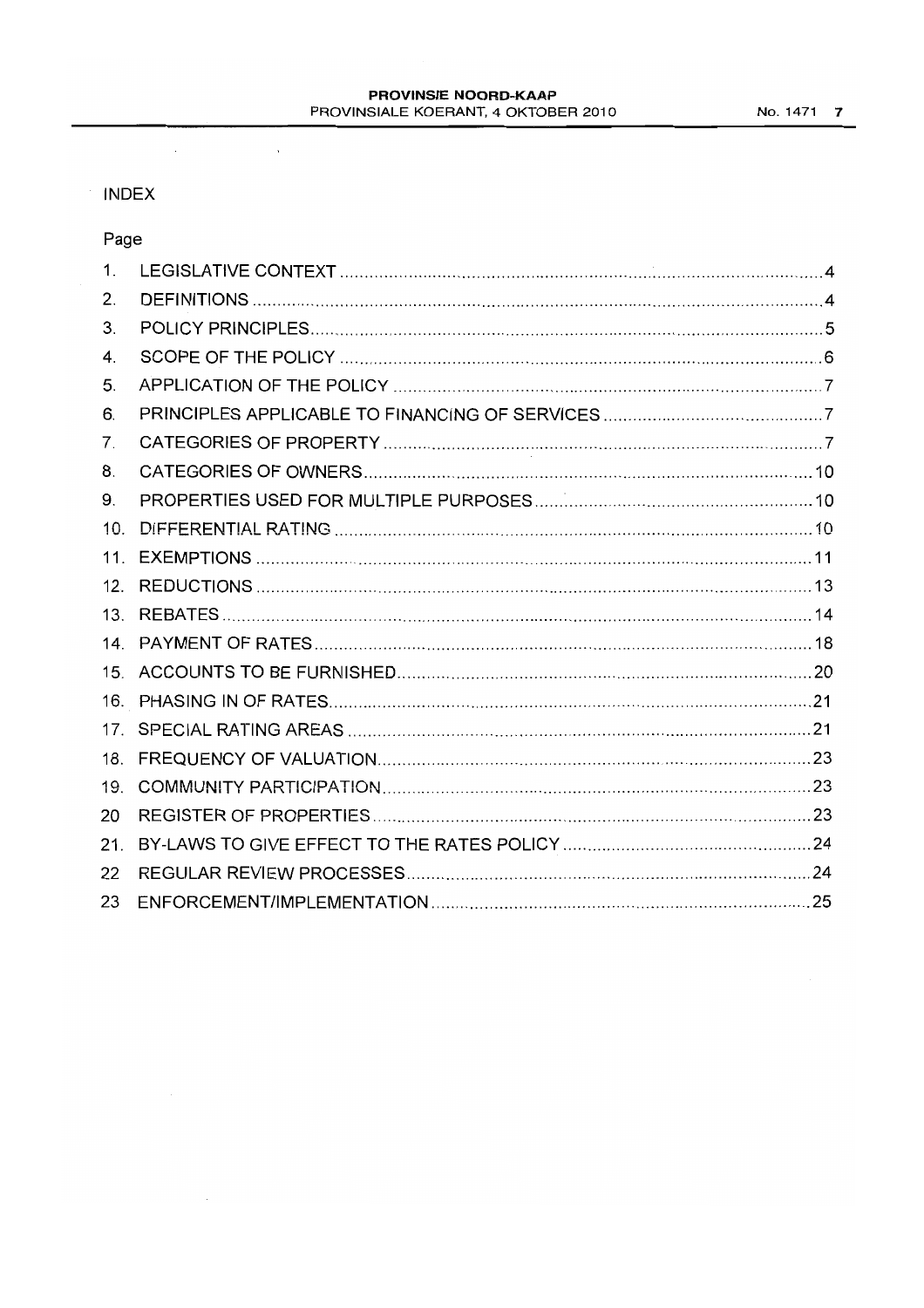INDEX

| | | Page |
|---|---|---|
| 1. | LEGISLATIVE CONTEXT | 4 |
| 2. | DEFINITIONS | 4 |
| 3. | POLICY PRINCIPLES | 5 |
| 4. | SCOPE OF THE POLICY | 6 |
| 5. | APPLICATION OF THE POLICY | 7 |
| 6. | PRINCIPLES APPLICABLE TO FINANCING OF SERVICES | 7 |
| 7. | CATEGORIES OF PROPERTY | 7 |
| 8. | CATEGORIES OF OWNERS | 10 |
| 9. | PROPERTIES USED FOR MULTIPLE PURPOSES | 10 |
| 10. | DIFFERENTIAL RATING | 10 |
| 11. | EXEMPTIONS | 11 |
| 12. | REDUCTIONS | 13 |
| 13. | REBATES | 14 |
| 14. | PAYMENT OF RATES | 18 |
| 15. | ACCOUNTS TO BE FURNISHED | 20 |
| 16. | PHASING IN OF RATES | 21 |
| 17. | SPECIAL RATING AREAS | 21 |
| 18. | FREQUENCY OF VALUATION | 23 |
| 19. | COMMUNITY PARTICIPATION | 23 |
| 20 | REGISTER OF PROPERTIES | 23 |
| 21. | BY-LAWS TO GIVE EFFECT TO THE RATES POLICY | 24 |
| 22 | REGULAR REVIEW PROCESSES | 24 |
| 23 | ENFORCEMENT/IMPLEMENTATION | 25 |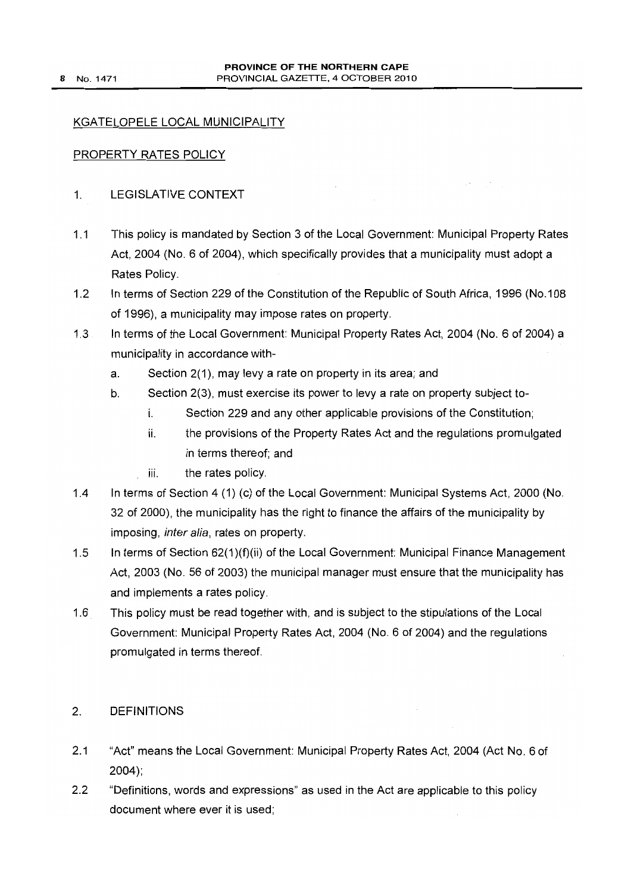KGATELOPELE LOCAL MUNICIPALITY

PROPERTY RATES POLICY

1. LEGISLATIVE CONTEXT

1.1 This policy is mandated by Section 3 of the Local Government: Municipal Property Rates Act, 2004 (No. 6 of 2004), which specifically provides that a municipality must adopt a Rates Policy.

1.2 In terms of Section 229 of the Constitution of the Republic of South Africa, 1996 (No.108 of 1996), a municipality may impose rates on property.

1.3 In terms of the Local Government: Municipal Property Rates Act, 2004 (No. 6 of 2004) a municipality in accordance with-

   a. Section 2(1), may levy a rate on property in its area; and
   b. Section 2(3), must exercise its power to levy a rate on property subject to-
      i. Section 229 and any other applicable provisions of the Constitution;
      ii. the provisions of the Property Rates Act and the regulations promulgated in terms thereof; and
      iii. the rates policy.

1.4 In terms of Section 4 (1) (c) of the Local Government: Municipal Systems Act, 2000 (No. 32 of 2000), the municipality has the right to finance the affairs of the municipality by imposing, *inter alia*, rates on property.

1.5 In terms of Section 62(1)(f)(ii) of the Local Government: Municipal Finance Management Act, 2003 (No. 56 of 2003) the municipal manager must ensure that the municipality has and implements a rates policy.

1.6 This policy must be read together with, and is subject to the stipulations of the Local Government: Municipal Property Rates Act, 2004 (No. 6 of 2004) and the regulations promulgated in terms thereof.

2. DEFINITIONS

2.1 "Act" means the Local Government: Municipal Property Rates Act, 2004 (Act No. 6 of 2004);

2.2 "Definitions, words and expressions" as used in the Act are applicable to this policy document where ever it is used;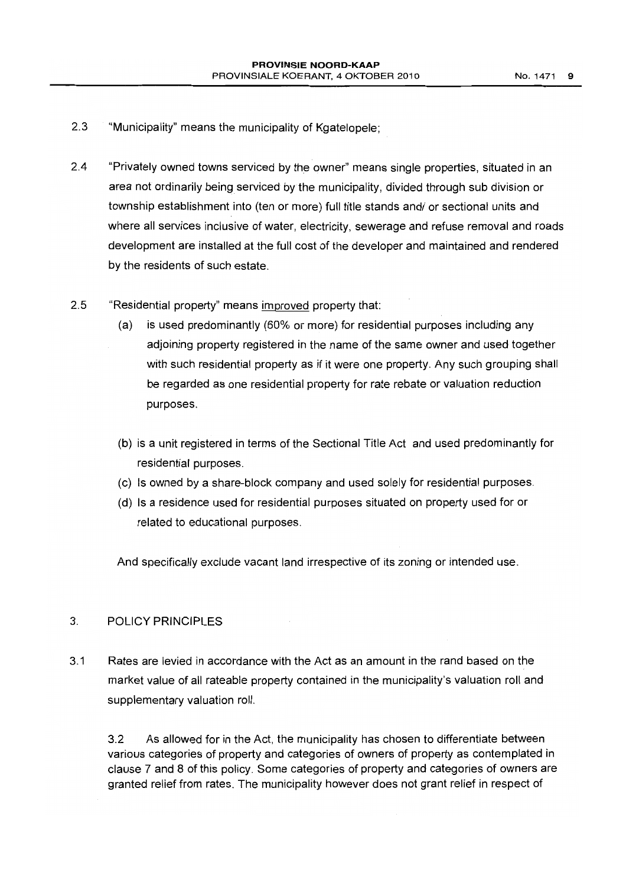2.3 "Municipality" means the municipality of Kgatelopele;

2.4 "Privately owned towns serviced by the owner" means single properties, situated in an area not ordinarily being serviced by the municipality, divided through sub division or township establishment into (ten or more) full title stands and/ or sectional units and where all services inclusive of water, electricity, sewerage and refuse removal and roads development are installed at the full cost of the developer and maintained and rendered by the residents of such estate.

2.5 "Residential property" means <u>improved</u> property that:

(a) is used predominantly (60% or more) for residential purposes including any adjoining property registered in the name of the same owner and used together with such residential property as if it were one property. Any such grouping shall be regarded as one residential property for rate rebate or valuation reduction purposes.

(b) is a unit registered in terms of the Sectional Title Act and used predominantly for residential purposes.

(c) Is owned by a share-block company and used solely for residential purposes.

(d) Is a residence used for residential purposes situated on property used for or related to educational purposes.

And specifically exclude vacant land irrespective of its zoning or intended use.

## 3. POLICY PRINCIPLES

3.1 Rates are levied in accordance with the Act as an amount in the rand based on the market value of all rateable property contained in the municipality's valuation roll and supplementary valuation roll.

3.2 As allowed for in the Act, the municipality has chosen to differentiate between various categories of property and categories of owners of property as contemplated in clause 7 and 8 of this policy. Some categories of property and categories of owners are granted relief from rates. The municipality however does not grant relief in respect of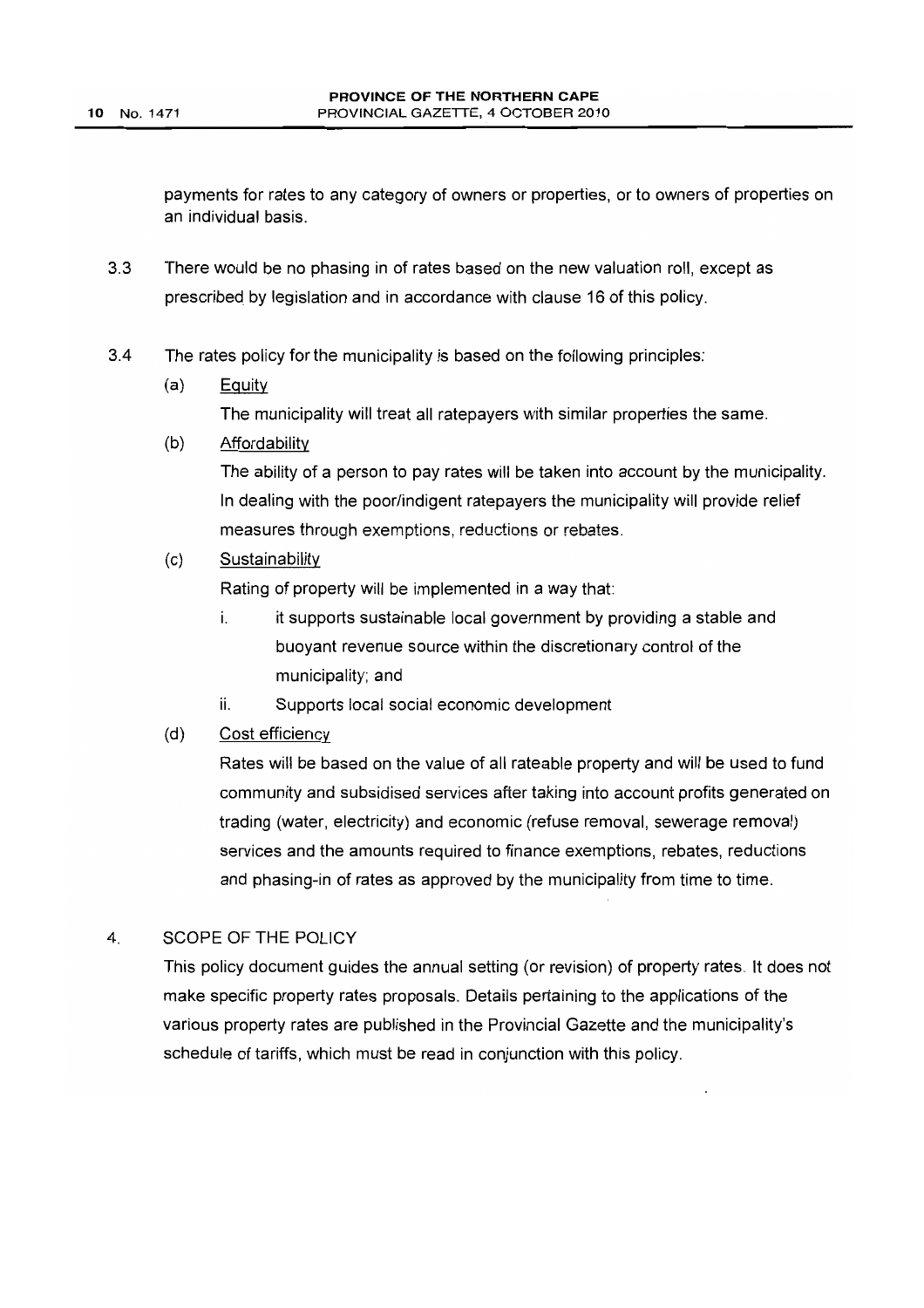payments for rates to any category of owners or properties, or to owners of properties on an individual basis.

3.3 There would be no phasing in of rates based on the new valuation roll, except as prescribed by legislation and in accordance with clause 16 of this policy.

3.4 The rates policy for the municipality is based on the following principles:

(a) Equity

The municipality will treat all ratepayers with similar properties the same.

(b) Affordability

The ability of a person to pay rates will be taken into account by the municipality. In dealing with the poor/indigent ratepayers the municipality will provide relief measures through exemptions, reductions or rebates.

(c) Sustainability

Rating of property will be implemented in a way that:

i. it supports sustainable local government by providing a stable and buoyant revenue source within the discretionary control of the municipality; and

ii. Supports local social economic development

(d) Cost efficiency

Rates will be based on the value of all rateable property and will be used to fund community and subsidised services after taking into account profits generated on trading (water, electricity) and economic (refuse removal, sewerage removal) services and the amounts required to finance exemptions, rebates, reductions and phasing-in of rates as approved by the municipality from time to time.

## 4. SCOPE OF THE POLICY

This policy document guides the annual setting (or revision) of property rates. It does not make specific property rates proposals. Details pertaining to the applications of the various property rates are published in the Provincial Gazette and the municipality's schedule of tariffs, which must be read in conjunction with this policy.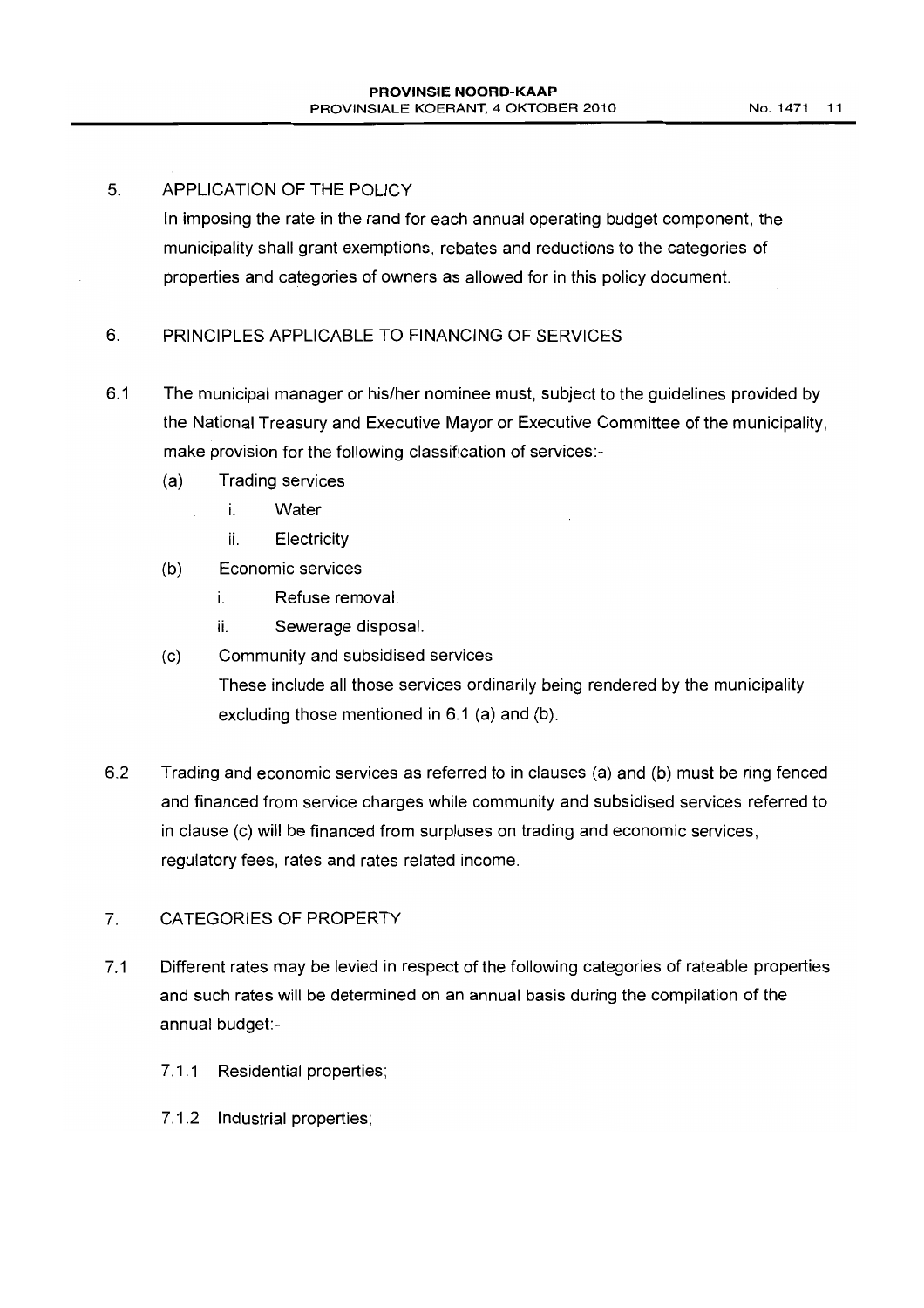## 5. APPLICATION OF THE POLICY

In imposing the rate in the rand for each annual operating budget component, the municipality shall grant exemptions, rebates and reductions to the categories of properties and categories of owners as allowed for in this policy document.

## 6. PRINCIPLES APPLICABLE TO FINANCING OF SERVICES

6.1 The municipal manager or his/her nominee must, subject to the guidelines provided by the National Treasury and Executive Mayor or Executive Committee of the municipality, make provision for the following classification of services:-

- (a) Trading services
  - i. Water
  - ii. Electricity
- (b) Economic services
  - i. Refuse removal.
  - ii. Sewerage disposal.
- (c) Community and subsidised services

  These include all those services ordinarily being rendered by the municipality excluding those mentioned in 6.1 (a) and (b).

6.2 Trading and economic services as referred to in clauses (a) and (b) must be ring fenced and financed from service charges while community and subsidised services referred to in clause (c) will be financed from surpluses on trading and economic services, regulatory fees, rates and rates related income.

## 7. CATEGORIES OF PROPERTY

7.1 Different rates may be levied in respect of the following categories of rateable properties and such rates will be determined on an annual basis during the compilation of the annual budget:-

7.1.1 Residential properties;

7.1.2 Industrial properties;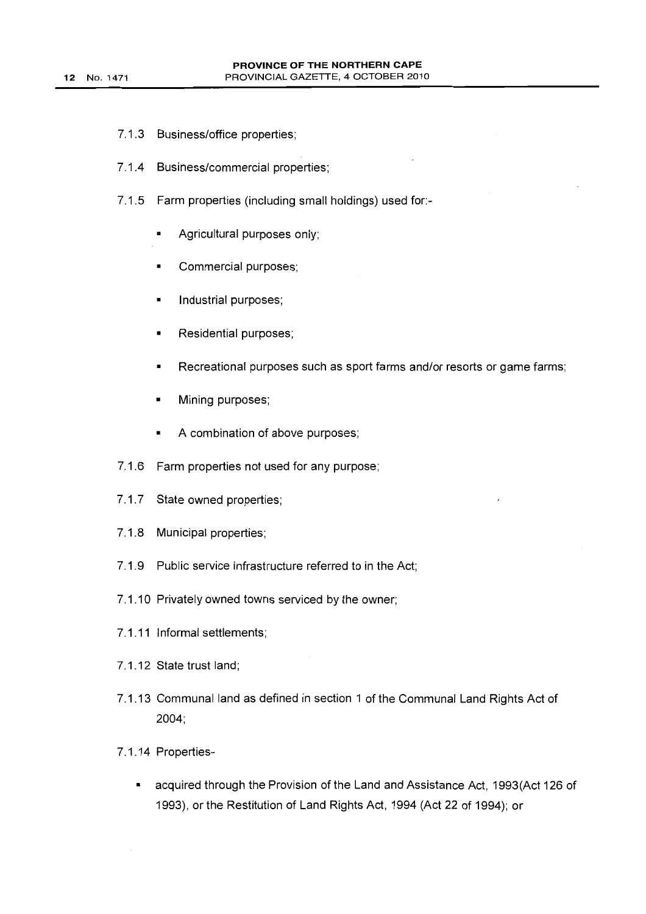7.1.3 Business/office properties;

7.1.4 Business/commercial properties;

7.1.5 Farm properties (including small holdings) used for:-

- Agricultural purposes only;
- Commercial purposes;
- Industrial purposes;
- Residential purposes;
- Recreational purposes such as sport farms and/or resorts or game farms;
- Mining purposes;
- A combination of above purposes;

7.1.6 Farm properties not used for any purpose;

7.1.7 State owned properties;

7.1.8 Municipal properties;

7.1.9 Public service infrastructure referred to in the Act;

7.1.10 Privately owned towns serviced by the owner;

7.1.11 Informal settlements;

7.1.12 State trust land;

7.1.13 Communal land as defined in section 1 of the Communal Land Rights Act of 2004;

7.1.14 Properties-

- acquired through the Provision of the Land and Assistance Act, 1993(Act 126 of 1993), or the Restitution of Land Rights Act, 1994 (Act 22 of 1994); or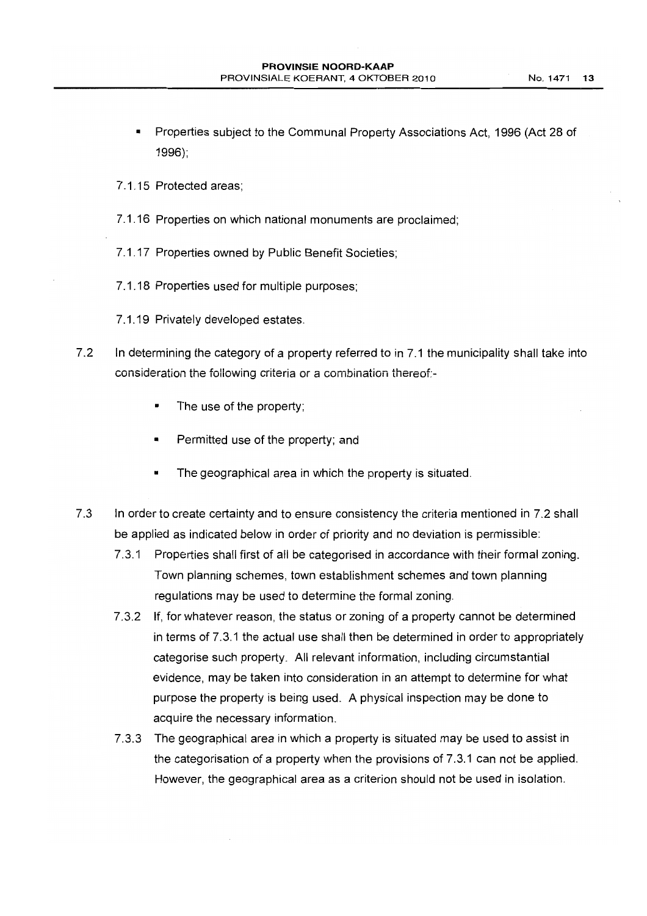- Properties subject to the Communal Property Associations Act, 1996 (Act 28 of 1996);

7.1.15 Protected areas;

7.1.16 Properties on which national monuments are proclaimed;

7.1.17 Properties owned by Public Benefit Societies;

7.1.18 Properties used for multiple purposes;

7.1.19 Privately developed estates.

7.2 In determining the category of a property referred to in 7.1 the municipality shall take into consideration the following criteria or a combination thereof:-

- The use of the property;
- Permitted use of the property; and
- The geographical area in which the property is situated.

7.3 In order to create certainty and to ensure consistency the criteria mentioned in 7.2 shall be applied as indicated below in order of priority and no deviation is permissible:

7.3.1 Properties shall first of all be categorised in accordance with their formal zoning. Town planning schemes, town establishment schemes and town planning regulations may be used to determine the formal zoning.

7.3.2 If, for whatever reason, the status or zoning of a property cannot be determined in terms of 7.3.1 the actual use shall then be determined in order to appropriately categorise such property. All relevant information, including circumstantial evidence, may be taken into consideration in an attempt to determine for what purpose the property is being used. A physical inspection may be done to acquire the necessary information.

7.3.3 The geographical area in which a property is situated may be used to assist in the categorisation of a property when the provisions of 7.3.1 can not be applied. However, the geographical area as a criterion should not be used in isolation.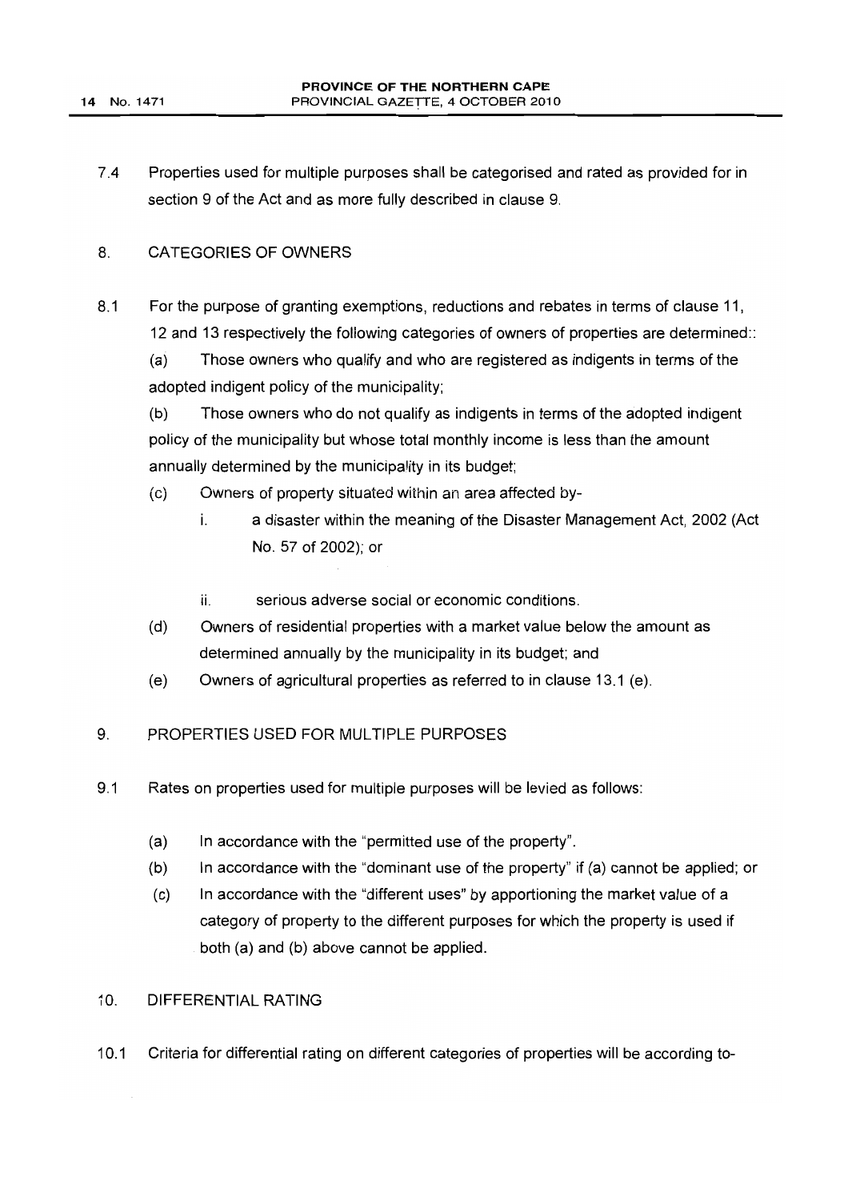7.4 Properties used for multiple purposes shall be categorised and rated as provided for in section 9 of the Act and as more fully described in clause 9.

8. CATEGORIES OF OWNERS

8.1 For the purpose of granting exemptions, reductions and rebates in terms of clause 11, 12 and 13 respectively the following categories of owners of properties are determined::

(a) Those owners who qualify and who are registered as indigents in terms of the adopted indigent policy of the municipality;

(b) Those owners who do not qualify as indigents in terms of the adopted indigent policy of the municipality but whose total monthly income is less than the amount annually determined by the municipality in its budget;

(c) Owners of property situated within an area affected by-

i. a disaster within the meaning of the Disaster Management Act, 2002 (Act No. 57 of 2002); or

ii. serious adverse social or economic conditions.

(d) Owners of residential properties with a market value below the amount as determined annually by the municipality in its budget; and

(e) Owners of agricultural properties as referred to in clause 13.1 (e).

9. PROPERTIES USED FOR MULTIPLE PURPOSES

9.1 Rates on properties used for multiple purposes will be levied as follows:

(a) In accordance with the "permitted use of the property".

(b) In accordance with the "dominant use of the property" if (a) cannot be applied; or

(c) In accordance with the "different uses" by apportioning the market value of a category of property to the different purposes for which the property is used if both (a) and (b) above cannot be applied.

10. DIFFERENTIAL RATING

10.1 Criteria for differential rating on different categories of properties will be according to-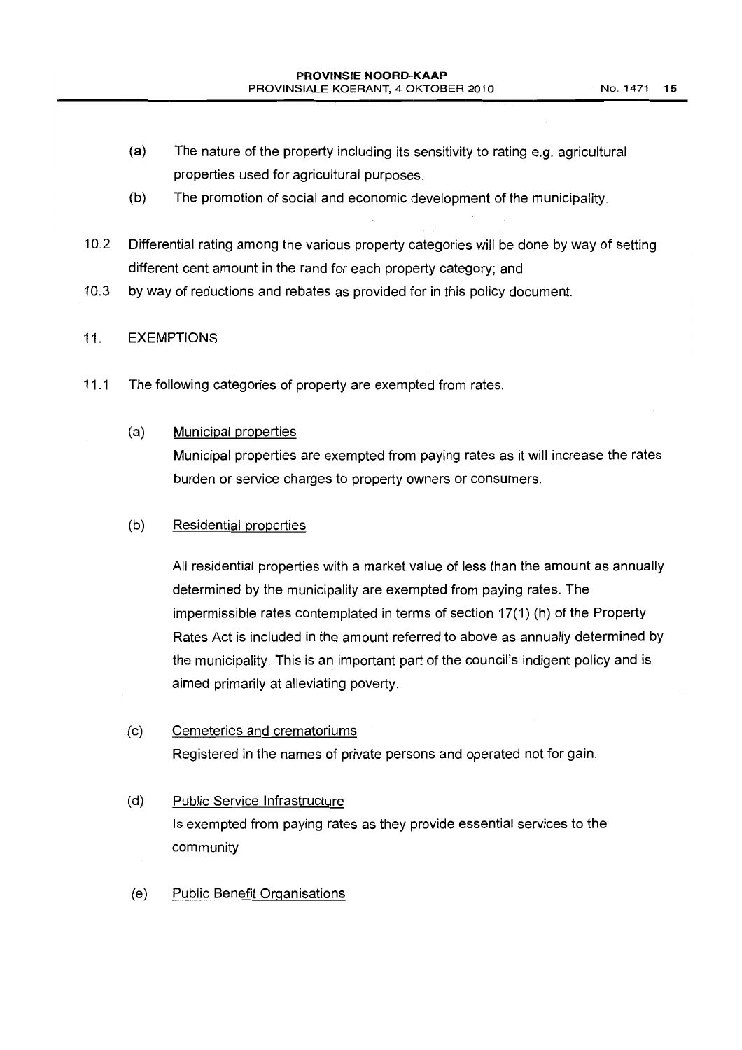(a) The nature of the property including its sensitivity to rating e.g. agricultural properties used for agricultural purposes.

(b) The promotion of social and economic development of the municipality.

10.2 Differential rating among the various property categories will be done by way of setting different cent amount in the rand for each property category; and

10.3 by way of reductions and rebates as provided for in this policy document.

11. EXEMPTIONS

11.1 The following categories of property are exempted from rates:

(a) Municipal properties

Municipal properties are exempted from paying rates as it will increase the rates burden or service charges to property owners or consumers.

(b) Residential properties

All residential properties with a market value of less than the amount as annually determined by the municipality are exempted from paying rates. The impermissible rates contemplated in terms of section 17(1) (h) of the Property Rates Act is included in the amount referred to above as annually determined by the municipality. This is an important part of the council's indigent policy and is aimed primarily at alleviating poverty.

(c) Cemeteries and crematoriums

Registered in the names of private persons and operated not for gain.

(d) Public Service Infrastructure

Is exempted from paying rates as they provide essential services to the community

(e) Public Benefit Organisations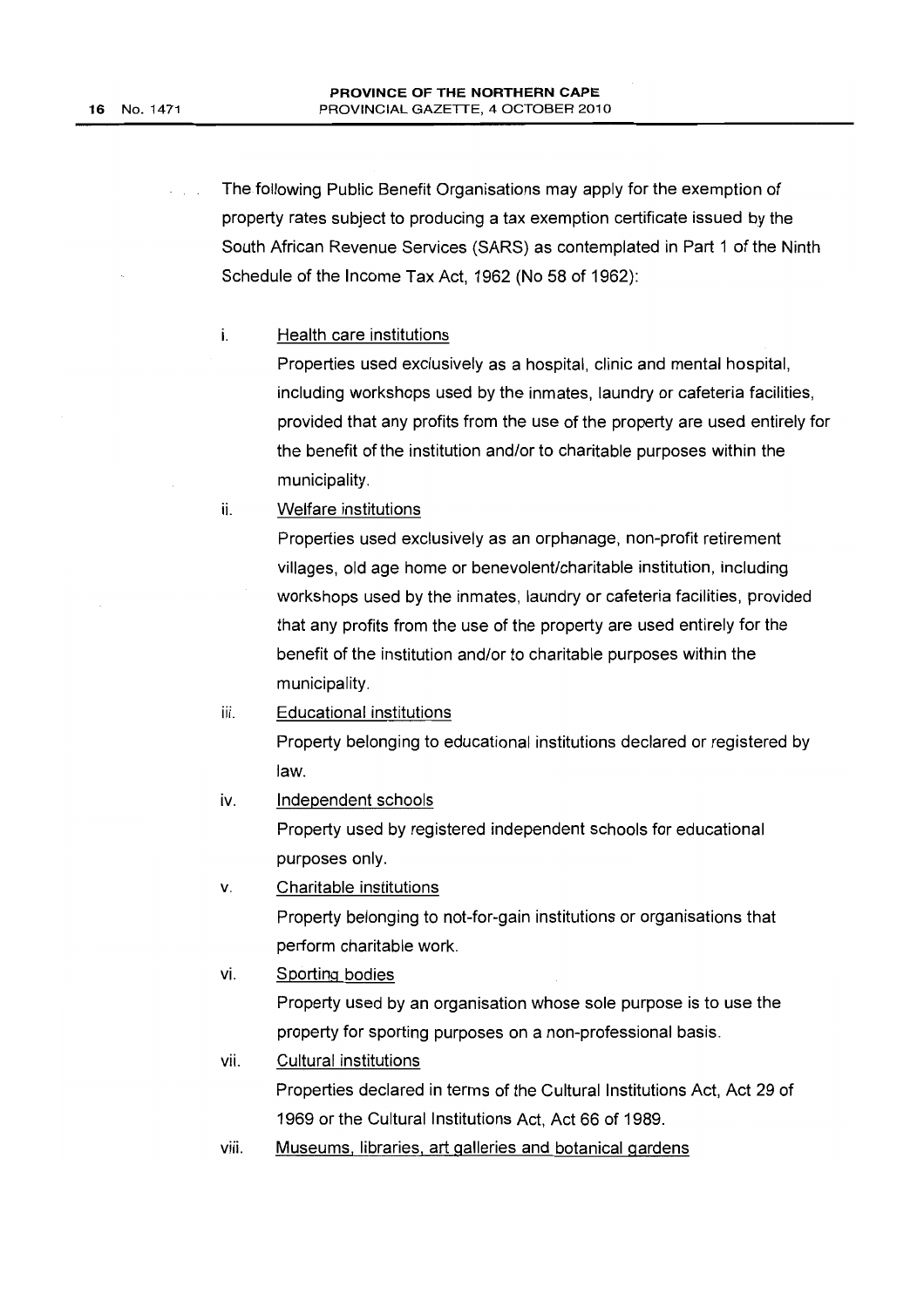The following Public Benefit Organisations may apply for the exemption of property rates subject to producing a tax exemption certificate issued by the South African Revenue Services (SARS) as contemplated in Part 1 of the Ninth Schedule of the Income Tax Act, 1962 (No 58 of 1962):

i. <u>Health care institutions</u>

   Properties used exclusively as a hospital, clinic and mental hospital, including workshops used by the inmates, laundry or cafeteria facilities, provided that any profits from the use of the property are used entirely for the benefit of the institution and/or to charitable purposes within the municipality.

ii. <u>Welfare institutions</u>

   Properties used exclusively as an orphanage, non-profit retirement villages, old age home or benevolent/charitable institution, including workshops used by the inmates, laundry or cafeteria facilities, provided that any profits from the use of the property are used entirely for the benefit of the institution and/or to charitable purposes within the municipality.

iii. <u>Educational institutions</u>

   Property belonging to educational institutions declared or registered by law.

iv. <u>Independent schools</u>

   Property used by registered independent schools for educational purposes only.

v. <u>Charitable institutions</u>

   Property belonging to not-for-gain institutions or organisations that perform charitable work.

vi. <u>Sporting bodies</u>

   Property used by an organisation whose sole purpose is to use the property for sporting purposes on a non-professional basis.

vii. <u>Cultural institutions</u>

   Properties declared in terms of the Cultural Institutions Act, Act 29 of 1969 or the Cultural Institutions Act, Act 66 of 1989.

viii. <u>Museums, libraries, art galleries and botanical gardens</u>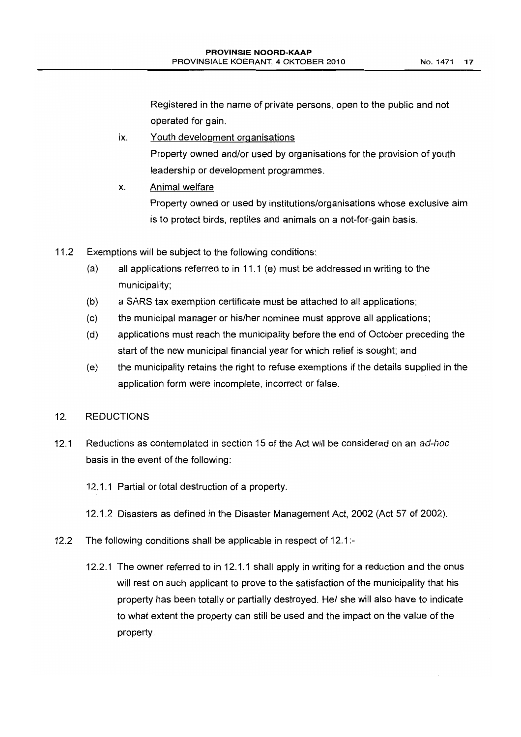Registered in the name of private persons, open to the public and not operated for gain.

ix. Youth development organisations

Property owned and/or used by organisations for the provision of youth leadership or development programmes.

x. Animal welfare

Property owned or used by institutions/organisations whose exclusive aim is to protect birds, reptiles and animals on a not-for-gain basis.

11.2 Exemptions will be subject to the following conditions:

(a) all applications referred to in 11.1 (e) must be addressed in writing to the municipality;

(b) a SARS tax exemption certificate must be attached to all applications;

(c) the municipal manager or his/her nominee must approve all applications;

(d) applications must reach the municipality before the end of October preceding the start of the new municipal financial year for which relief is sought; and

(e) the municipality retains the right to refuse exemptions if the details supplied in the application form were incomplete, incorrect or false.

12. REDUCTIONS

12.1 Reductions as contemplated in section 15 of the Act will be considered on an *ad-hoc* basis in the event of the following:

12.1.1 Partial or total destruction of a property.

12.1.2 Disasters as defined in the Disaster Management Act, 2002 (Act 57 of 2002).

12.2 The following conditions shall be applicable in respect of 12.1:-

12.2.1 The owner referred to in 12.1.1 shall apply in writing for a reduction and the onus will rest on such applicant to prove to the satisfaction of the municipality that his property has been totally or partially destroyed. He/ she will also have to indicate to what extent the property can still be used and the impact on the value of the property.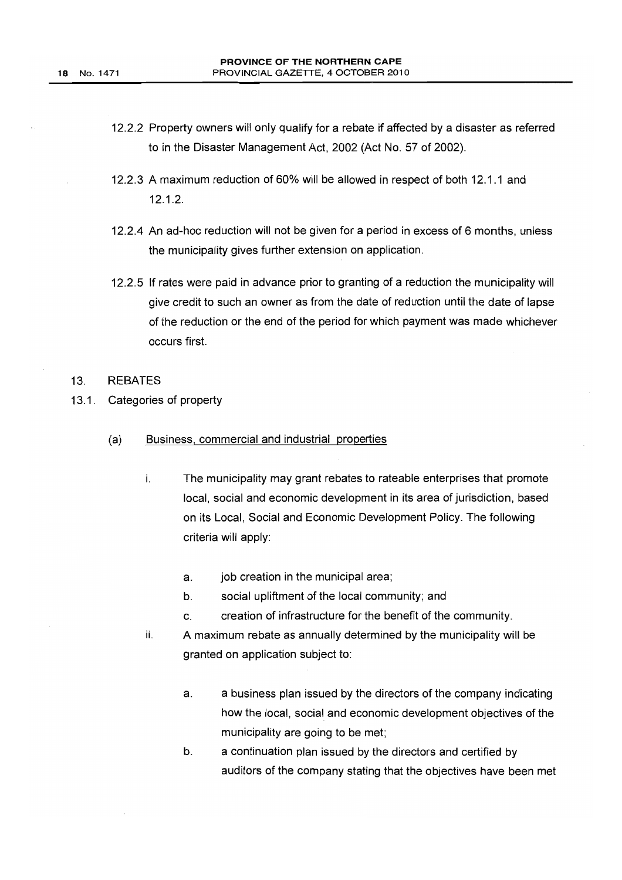12.2.2 Property owners will only qualify for a rebate if affected by a disaster as referred to in the Disaster Management Act, 2002 (Act No. 57 of 2002).

12.2.3 A maximum reduction of 60% will be allowed in respect of both 12.1.1 and 12.1.2.

12.2.4 An ad-hoc reduction will not be given for a period in excess of 6 months, unless the municipality gives further extension on application.

12.2.5 If rates were paid in advance prior to granting of a reduction the municipality will give credit to such an owner as from the date of reduction until the date of lapse of the reduction or the end of the period for which payment was made whichever occurs first.

## 13. REBATES

### 13.1. Categories of property

(a) Business, commercial and industrial properties

i. The municipality may grant rebates to rateable enterprises that promote local, social and economic development in its area of jurisdiction, based on its Local, Social and Economic Development Policy. The following criteria will apply:

a. job creation in the municipal area;

b. social upliftment of the local community; and

c. creation of infrastructure for the benefit of the community.

ii. A maximum rebate as annually determined by the municipality will be granted on application subject to:

a. a business plan issued by the directors of the company indicating how the local, social and economic development objectives of the municipality are going to be met;

b. a continuation plan issued by the directors and certified by auditors of the company stating that the objectives have been met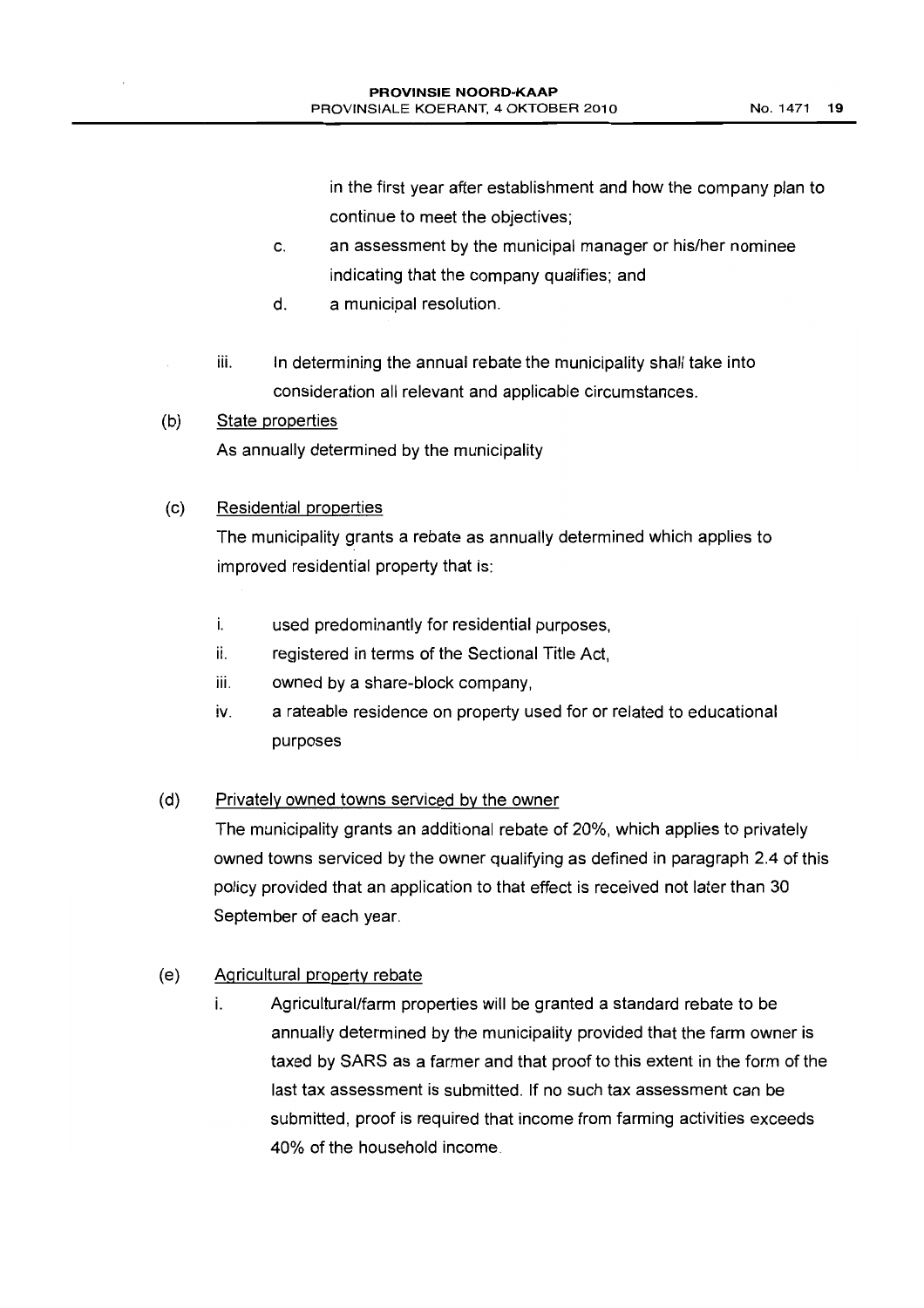in the first year after establishment and how the company plan to continue to meet the objectives;

c. an assessment by the municipal manager or his/her nominee indicating that the company qualifies; and

d. a municipal resolution.

iii. In determining the annual rebate the municipality shall take into consideration all relevant and applicable circumstances.

(b) <u>State properties</u>

As annually determined by the municipality

(c) <u>Residential properties</u>

The municipality grants a rebate as annually determined which applies to improved residential property that is:

i. used predominantly for residential purposes,

ii. registered in terms of the Sectional Title Act,

iii. owned by a share-block company,

iv. a rateable residence on property used for or related to educational purposes

(d) <u>Privately owned towns serviced by the owner</u>

The municipality grants an additional rebate of 20%, which applies to privately owned towns serviced by the owner qualifying as defined in paragraph 2.4 of this policy provided that an application to that effect is received not later than 30 September of each year.

(e) <u>Agricultural property rebate</u>

i. Agricultural/farm properties will be granted a standard rebate to be annually determined by the municipality provided that the farm owner is taxed by SARS as a farmer and that proof to this extent in the form of the last tax assessment is submitted. If no such tax assessment can be submitted, proof is required that income from farming activities exceeds 40% of the household income.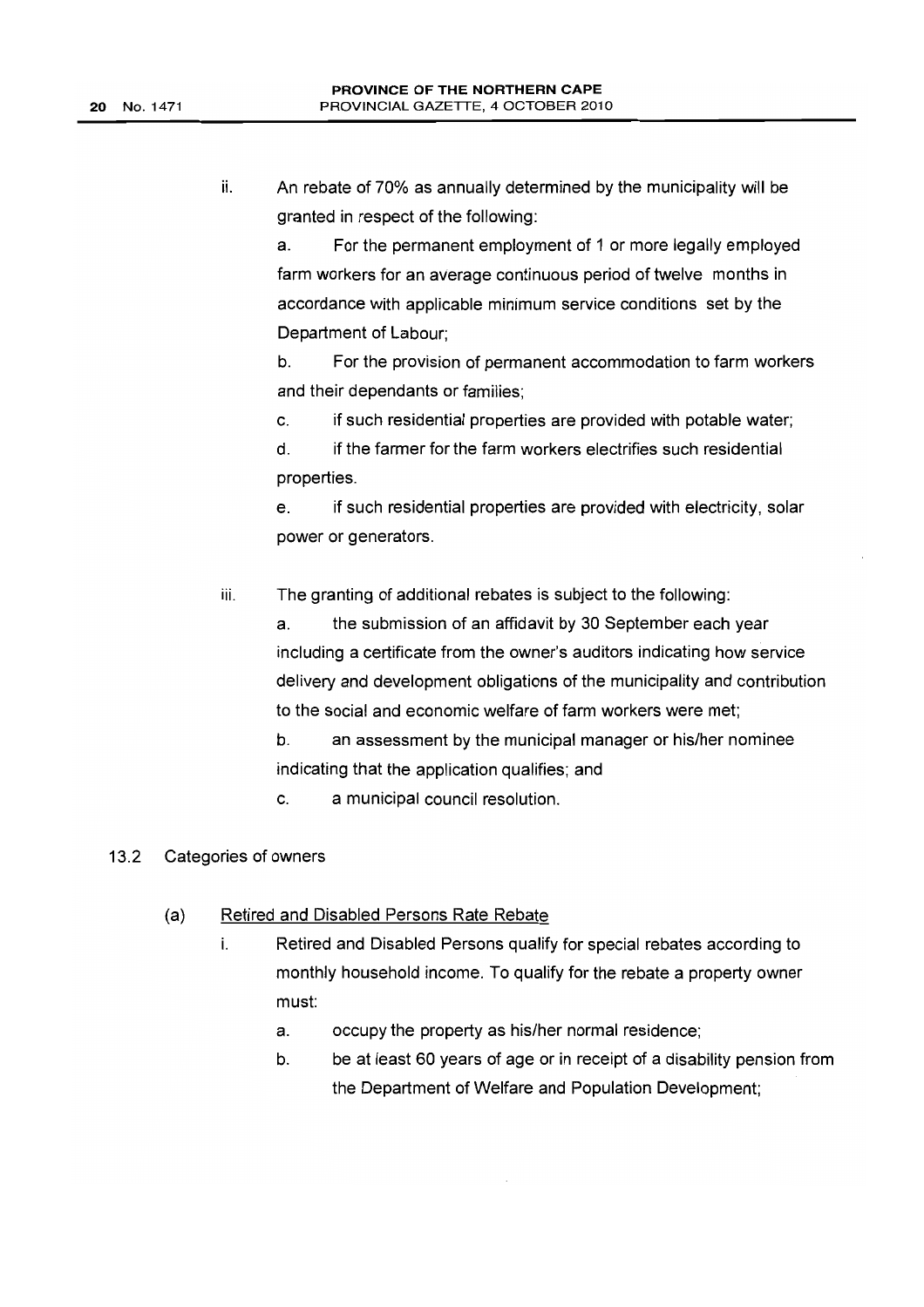ii. An rebate of 70% as annually determined by the municipality will be granted in respect of the following:

a. For the permanent employment of 1 or more legally employed farm workers for an average continuous period of twelve months in accordance with applicable minimum service conditions set by the Department of Labour;

b. For the provision of permanent accommodation to farm workers and their dependants or families;

c. if such residential properties are provided with potable water;

d. if the farmer for the farm workers electrifies such residential properties.

e. if such residential properties are provided with electricity, solar power or generators.

iii. The granting of additional rebates is subject to the following:

a. the submission of an affidavit by 30 September each year including a certificate from the owner's auditors indicating how service delivery and development obligations of the municipality and contribution to the social and economic welfare of farm workers were met;

b. an assessment by the municipal manager or his/her nominee indicating that the application qualifies; and

c. a municipal council resolution.

13.2 Categories of owners

(a) Retired and Disabled Persons Rate Rebate

i. Retired and Disabled Persons qualify for special rebates according to monthly household income. To qualify for the rebate a property owner must:

a. occupy the property as his/her normal residence;

b. be at least 60 years of age or in receipt of a disability pension from the Department of Welfare and Population Development;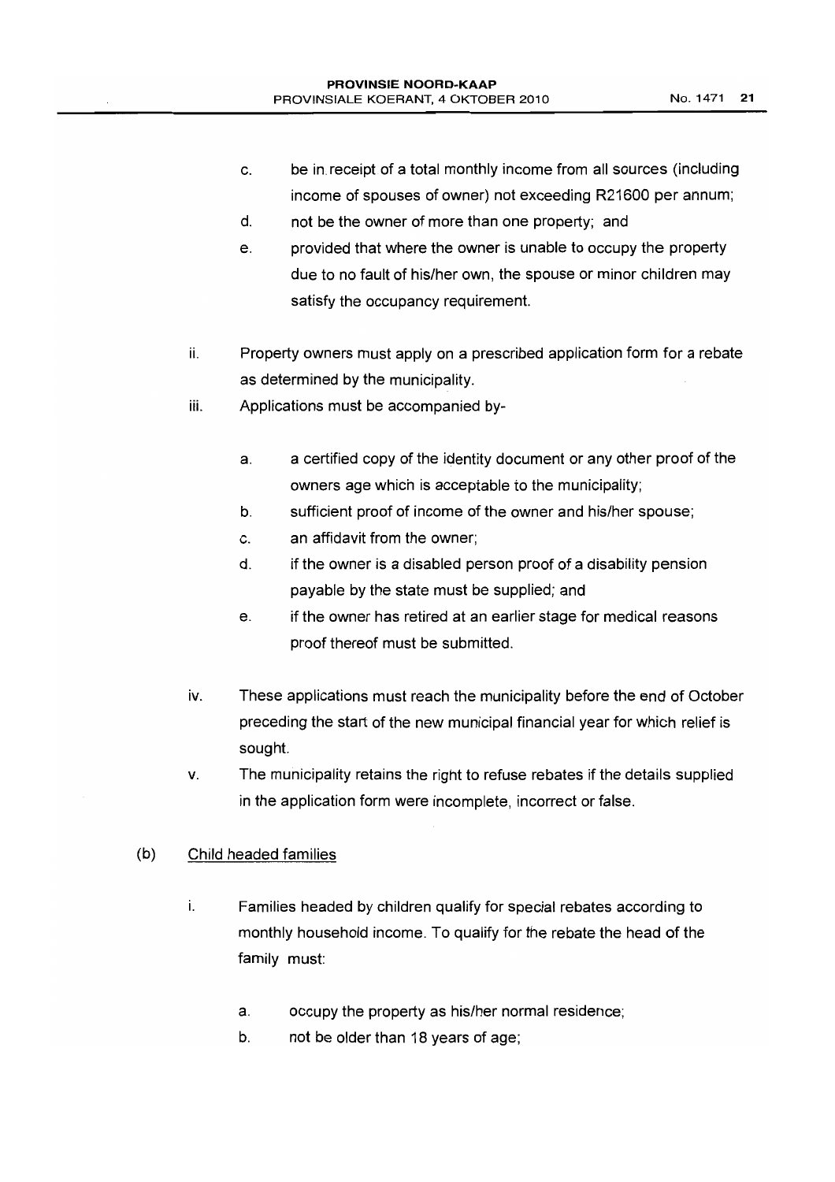c. be in receipt of a total monthly income from all sources (including income of spouses of owner) not exceeding R21600 per annum;
d. not be the owner of more than one property; and
e. provided that where the owner is unable to occupy the property due to no fault of his/her own, the spouse or minor children may satisfy the occupancy requirement.

ii. Property owners must apply on a prescribed application form for a rebate as determined by the municipality.

iii. Applications must be accompanied by-

   a. a certified copy of the identity document or any other proof of the owners age which is acceptable to the municipality;
   b. sufficient proof of income of the owner and his/her spouse;
   c. an affidavit from the owner;
   d. if the owner is a disabled person proof of a disability pension payable by the state must be supplied; and
   e. if the owner has retired at an earlier stage for medical reasons proof thereof must be submitted.

iv. These applications must reach the municipality before the end of October preceding the start of the new municipal financial year for which relief is sought.

v. The municipality retains the right to refuse rebates if the details supplied in the application form were incomplete, incorrect or false.

(b) Child headed families

i. Families headed by children qualify for special rebates according to monthly household income. To qualify for the rebate the head of the family must:

   a. occupy the property as his/her normal residence;
   b. not be older than 18 years of age;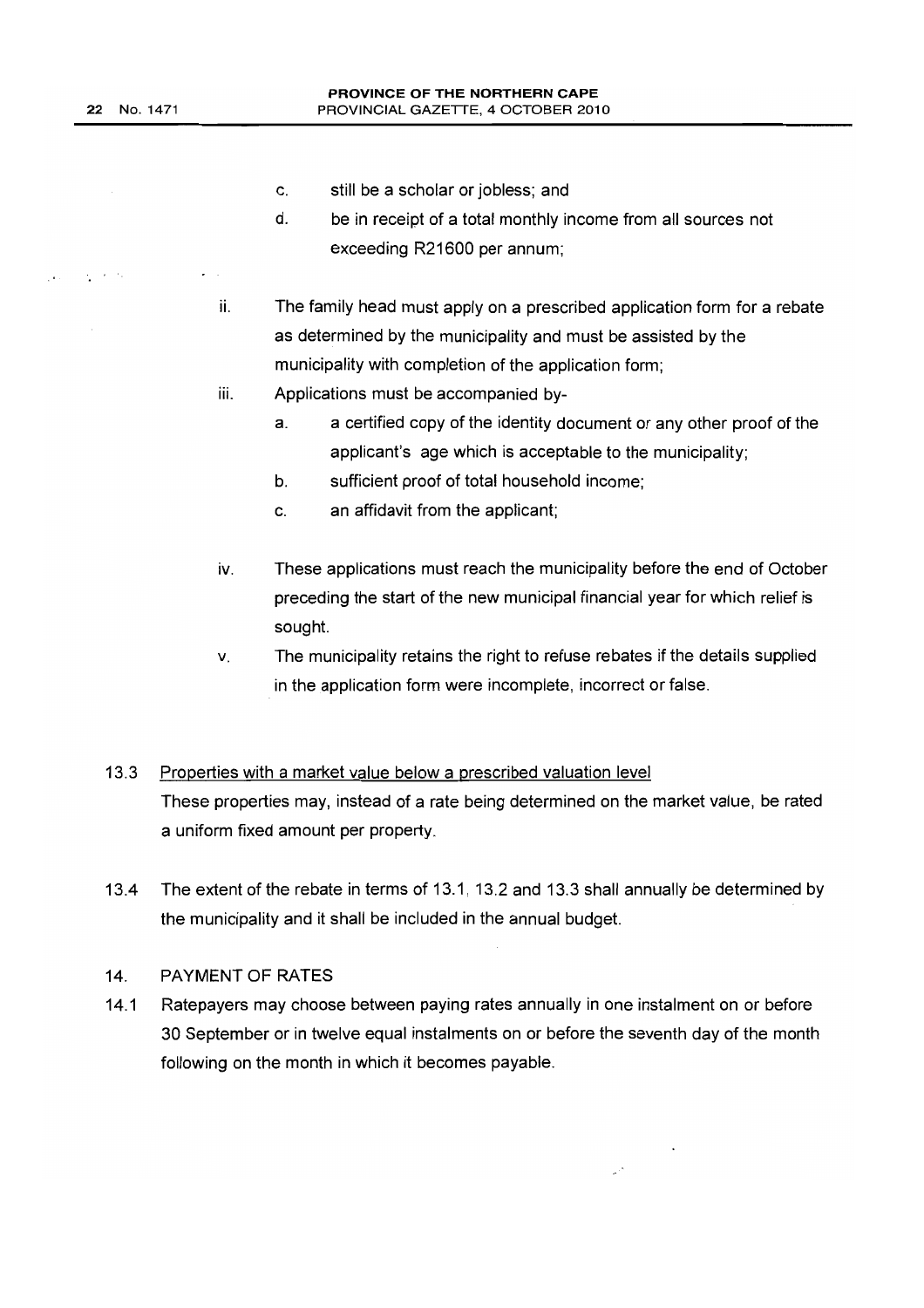c. still be a scholar or jobless; and

d. be in receipt of a total monthly income from all sources not exceeding R21600 per annum;

ii. The family head must apply on a prescribed application form for a rebate as determined by the municipality and must be assisted by the municipality with completion of the application form;

iii. Applications must be accompanied by-

  a. a certified copy of the identity document or any other proof of the applicant's age which is acceptable to the municipality;

  b. sufficient proof of total household income;

  c. an affidavit from the applicant;

iv. These applications must reach the municipality before the end of October preceding the start of the new municipal financial year for which relief is sought.

v. The municipality retains the right to refuse rebates if the details supplied in the application form were incomplete, incorrect or false.

13.3 Properties with a market value below a prescribed valuation level

These properties may, instead of a rate being determined on the market value, be rated a uniform fixed amount per property.

13.4 The extent of the rebate in terms of 13.1, 13.2 and 13.3 shall annually be determined by the municipality and it shall be included in the annual budget.

14. PAYMENT OF RATES

14.1 Ratepayers may choose between paying rates annually in one instalment on or before 30 September or in twelve equal instalments on or before the seventh day of the month following on the month in which it becomes payable.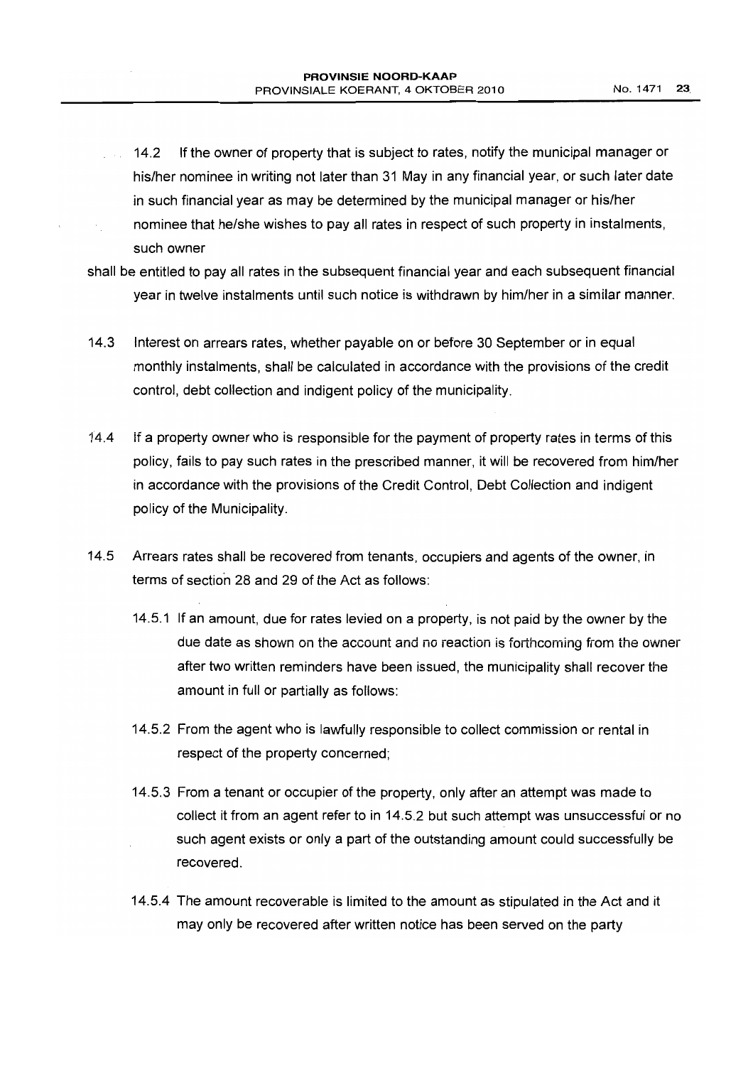14.2 If the owner of property that is subject to rates, notify the municipal manager or his/her nominee in writing not later than 31 May in any financial year, or such later date in such financial year as may be determined by the municipal manager or his/her nominee that he/she wishes to pay all rates in respect of such property in instalments, such owner

shall be entitled to pay all rates in the subsequent financial year and each subsequent financial year in twelve instalments until such notice is withdrawn by him/her in a similar manner.

14.3 Interest on arrears rates, whether payable on or before 30 September or in equal monthly instalments, shall be calculated in accordance with the provisions of the credit control, debt collection and indigent policy of the municipality.

14.4 If a property owner who is responsible for the payment of property rates in terms of this policy, fails to pay such rates in the prescribed manner, it will be recovered from him/her in accordance with the provisions of the Credit Control, Debt Collection and indigent policy of the Municipality.

14.5 Arrears rates shall be recovered from tenants, occupiers and agents of the owner, in terms of section 28 and 29 of the Act as follows:

14.5.1 If an amount, due for rates levied on a property, is not paid by the owner by the due date as shown on the account and no reaction is forthcoming from the owner after two written reminders have been issued, the municipality shall recover the amount in full or partially as follows:

14.5.2 From the agent who is lawfully responsible to collect commission or rental in respect of the property concerned;

14.5.3 From a tenant or occupier of the property, only after an attempt was made to collect it from an agent refer to in 14.5.2 but such attempt was unsuccessful or no such agent exists or only a part of the outstanding amount could successfully be recovered.

14.5.4 The amount recoverable is limited to the amount as stipulated in the Act and it may only be recovered after written notice has been served on the party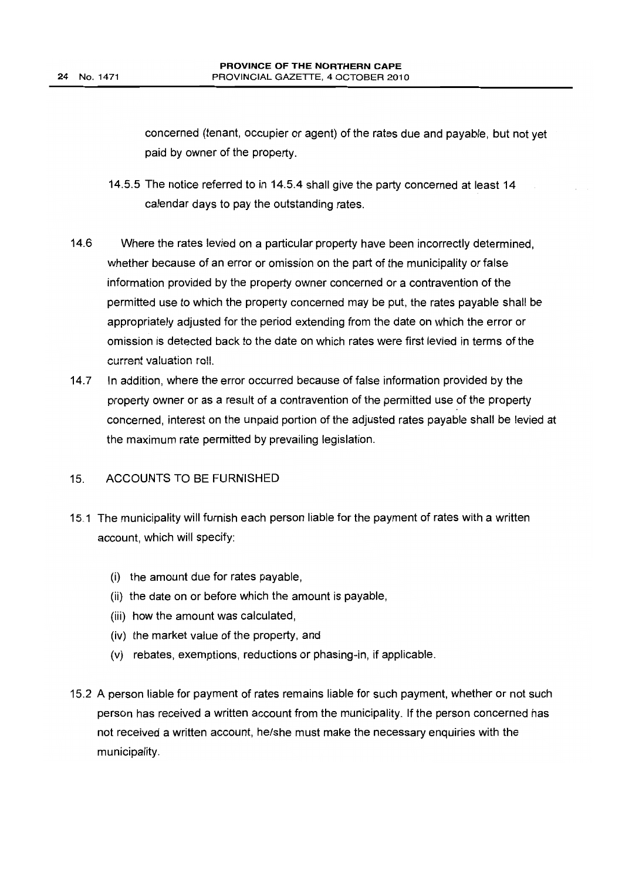concerned (tenant, occupier or agent) of the rates due and payable, but not yet paid by owner of the property.

14.5.5 The notice referred to in 14.5.4 shall give the party concerned at least 14 calendar days to pay the outstanding rates.

14.6 Where the rates levied on a particular property have been incorrectly determined, whether because of an error or omission on the part of the municipality or false information provided by the property owner concerned or a contravention of the permitted use to which the property concerned may be put, the rates payable shall be appropriately adjusted for the period extending from the date on which the error or omission is detected back to the date on which rates were first levied in terms of the current valuation roll.

14.7 In addition, where the error occurred because of false information provided by the property owner or as a result of a contravention of the permitted use of the property concerned, interest on the unpaid portion of the adjusted rates payable shall be levied at the maximum rate permitted by prevailing legislation.

## 15. ACCOUNTS TO BE FURNISHED

15.1 The municipality will furnish each person liable for the payment of rates with a written account, which will specify:

(i) the amount due for rates payable,
(ii) the date on or before which the amount is payable,
(iii) how the amount was calculated,
(iv) the market value of the property, and
(v) rebates, exemptions, reductions or phasing-in, if applicable.

15.2 A person liable for payment of rates remains liable for such payment, whether or not such person has received a written account from the municipality. If the person concerned has not received a written account, he/she must make the necessary enquiries with the municipality.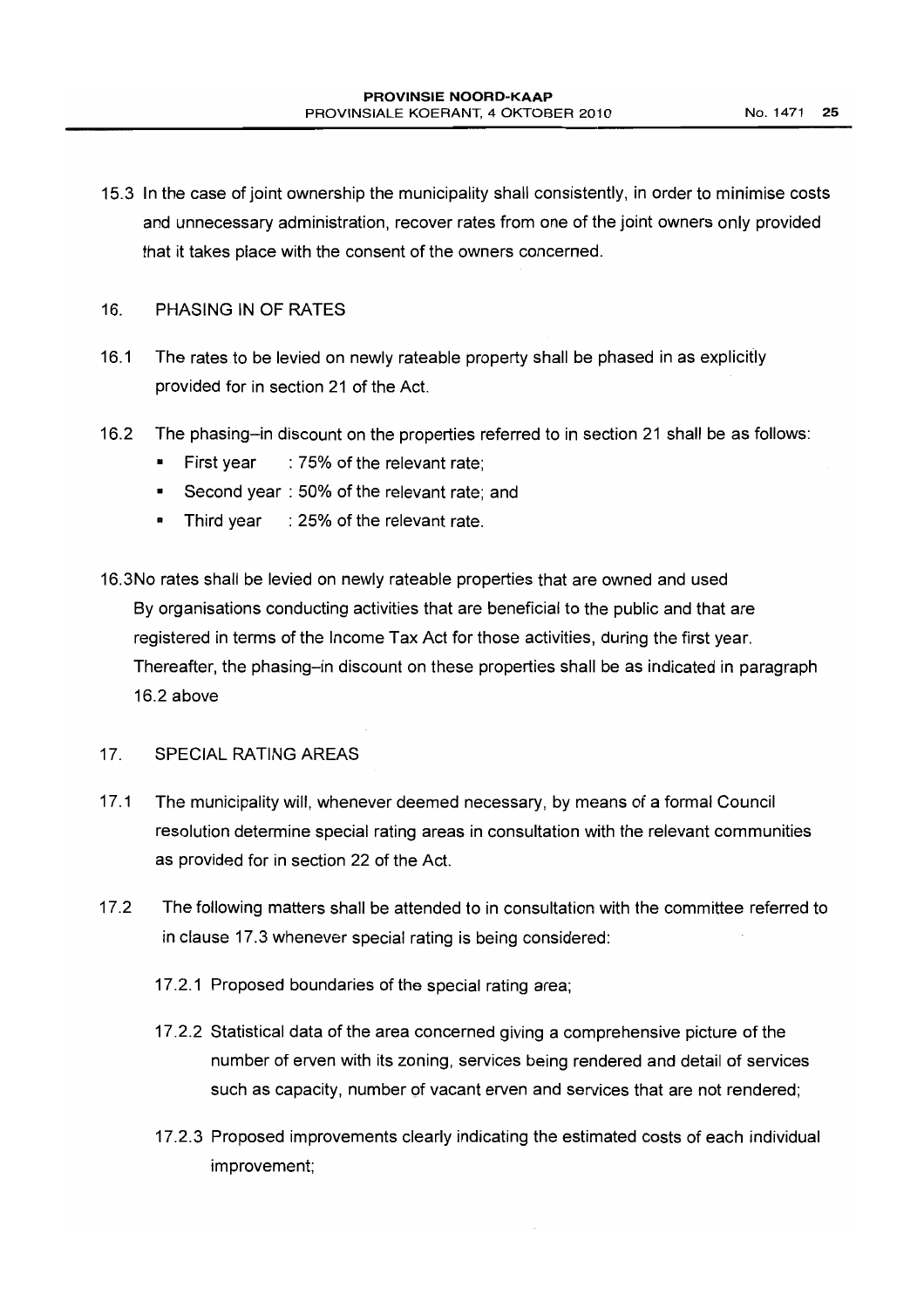15.3 In the case of joint ownership the municipality shall consistently, in order to minimise costs and unnecessary administration, recover rates from one of the joint owners only provided that it takes place with the consent of the owners concerned.

## 16. PHASING IN OF RATES

16.1 The rates to be levied on newly rateable property shall be phased in as explicitly provided for in section 21 of the Act.

16.2 The phasing–in discount on the properties referred to in section 21 shall be as follows:

- First year : 75% of the relevant rate;
- Second year : 50% of the relevant rate; and
- Third year : 25% of the relevant rate.

16.3No rates shall be levied on newly rateable properties that are owned and used By organisations conducting activities that are beneficial to the public and that are registered in terms of the Income Tax Act for those activities, during the first year. Thereafter, the phasing–in discount on these properties shall be as indicated in paragraph 16.2 above

## 17. SPECIAL RATING AREAS

17.1 The municipality will, whenever deemed necessary, by means of a formal Council resolution determine special rating areas in consultation with the relevant communities as provided for in section 22 of the Act.

17.2 The following matters shall be attended to in consultation with the committee referred to in clause 17.3 whenever special rating is being considered:

17.2.1 Proposed boundaries of the special rating area;

17.2.2 Statistical data of the area concerned giving a comprehensive picture of the number of erven with its zoning, services being rendered and detail of services such as capacity, number of vacant erven and services that are not rendered;

17.2.3 Proposed improvements clearly indicating the estimated costs of each individual improvement;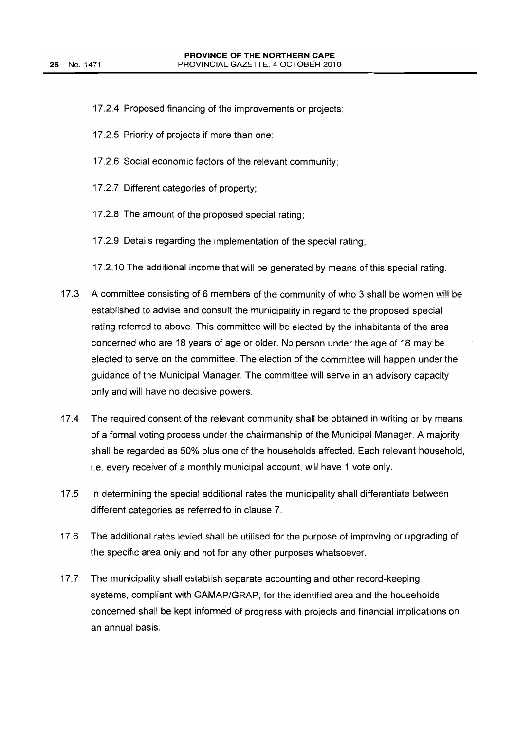17.2.4 Proposed financing of the improvements or projects;

17.2.5 Priority of projects if more than one;

17.2.6 Social economic factors of the relevant community;

17.2.7 Different categories of property;

17.2.8 The amount of the proposed special rating;

17.2.9 Details regarding the implementation of the special rating;

17.2.10 The additional income that will be generated by means of this special rating.

17.3 A committee consisting of 6 members of the community of who 3 shall be women will be established to advise and consult the municipality in regard to the proposed special rating referred to above. This committee will be elected by the inhabitants of the area concerned who are 18 years of age or older. No person under the age of 18 may be elected to serve on the committee. The election of the committee will happen under the guidance of the Municipal Manager. The committee will serve in an advisory capacity only and will have no decisive powers.

17.4 The required consent of the relevant community shall be obtained in writing or by means of a formal voting process under the chairmanship of the Municipal Manager. A majority shall be regarded as 50% plus one of the households affected. Each relevant household, i.e. every receiver of a monthly municipal account, will have 1 vote only.

17.5 In determining the special additional rates the municipality shall differentiate between different categories as referred to in clause 7.

17.6 The additional rates levied shall be utilised for the purpose of improving or upgrading of the specific area only and not for any other purposes whatsoever.

17.7 The municipality shall establish separate accounting and other record-keeping systems, compliant with GAMAP/GRAP, for the identified area and the households concerned shall be kept informed of progress with projects and financial implications on an annual basis.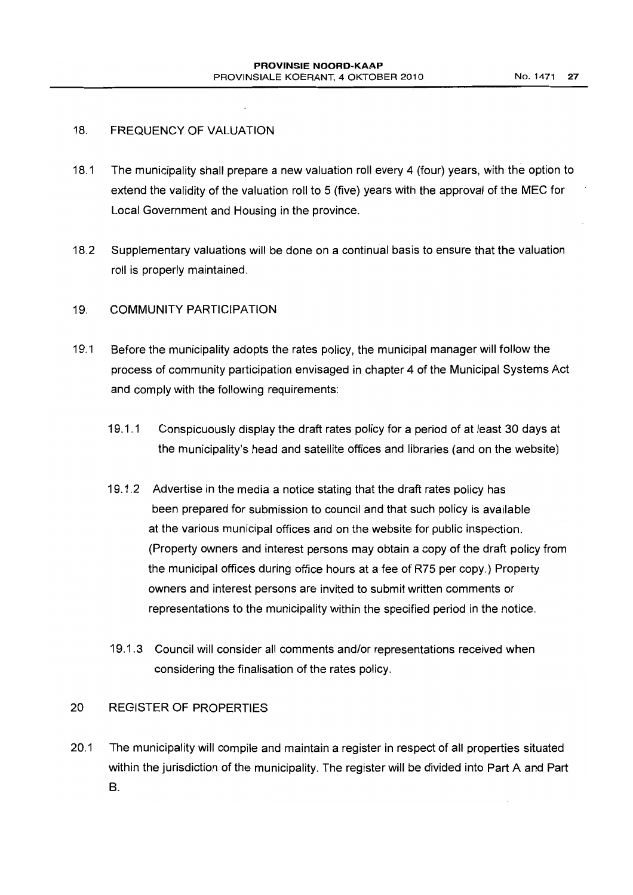## 18. FREQUENCY OF VALUATION

18.1 The municipality shall prepare a new valuation roll every 4 (four) years, with the option to extend the validity of the valuation roll to 5 (five) years with the approval of the MEC for Local Government and Housing in the province.

18.2 Supplementary valuations will be done on a continual basis to ensure that the valuation roll is properly maintained.

## 19. COMMUNITY PARTICIPATION

19.1 Before the municipality adopts the rates policy, the municipal manager will follow the process of community participation envisaged in chapter 4 of the Municipal Systems Act and comply with the following requirements:

- 19.1.1 Conspicuously display the draft rates policy for a period of at least 30 days at the municipality's head and satellite offices and libraries (and on the website)

- 19.1.2 Advertise in the media a notice stating that the draft rates policy has been prepared for submission to council and that such policy is available at the various municipal offices and on the website for public inspection. (Property owners and interest persons may obtain a copy of the draft policy from the municipal offices during office hours at a fee of R75 per copy.) Property owners and interest persons are invited to submit written comments or representations to the municipality within the specified period in the notice.

- 19.1.3 Council will consider all comments and/or representations received when considering the finalisation of the rates policy.

## 20 REGISTER OF PROPERTIES

20.1 The municipality will compile and maintain a register in respect of all properties situated within the jurisdiction of the municipality. The register will be divided into Part A and Part B.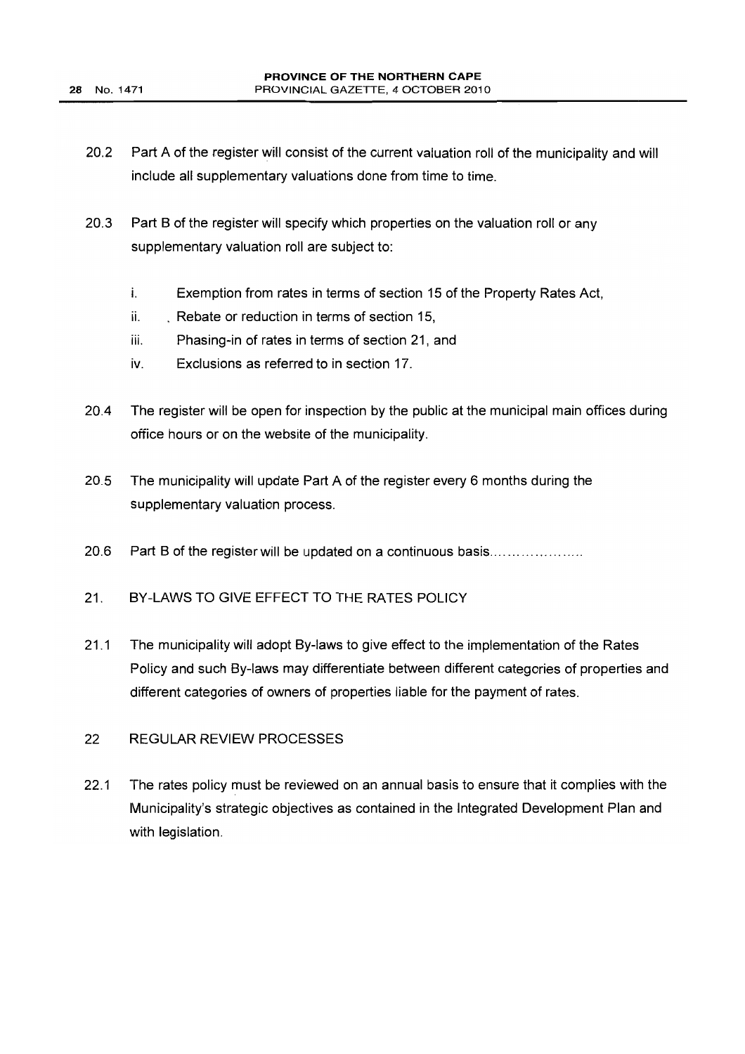20.2 Part A of the register will consist of the current valuation roll of the municipality and will include all supplementary valuations done from time to time.

20.3 Part B of the register will specify which properties on the valuation roll or any supplementary valuation roll are subject to:

i. Exemption from rates in terms of section 15 of the Property Rates Act,

ii. Rebate or reduction in terms of section 15,

iii. Phasing-in of rates in terms of section 21, and

iv. Exclusions as referred to in section 17.

20.4 The register will be open for inspection by the public at the municipal main offices during office hours or on the website of the municipality.

20.5 The municipality will update Part A of the register every 6 months during the supplementary valuation process.

20.6 Part B of the register will be updated on a continuous basis...................

## 21. BY-LAWS TO GIVE EFFECT TO THE RATES POLICY

21.1 The municipality will adopt By-laws to give effect to the implementation of the Rates Policy and such By-laws may differentiate between different categories of properties and different categories of owners of properties liable for the payment of rates.

## 22 REGULAR REVIEW PROCESSES

22.1 The rates policy must be reviewed on an annual basis to ensure that it complies with the Municipality's strategic objectives as contained in the Integrated Development Plan and with legislation.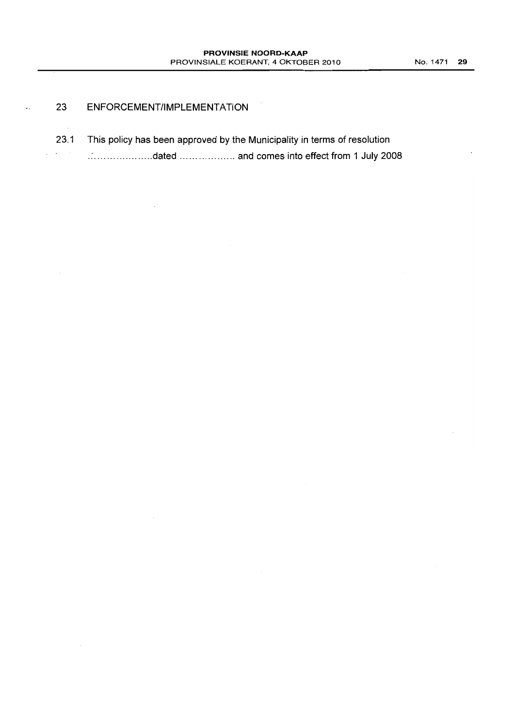## 23 ENFORCEMENT/IMPLEMENTATION

23.1 This policy has been approved by the Municipality in terms of resolution ......................dated .................. and comes into effect from 1 July 2008